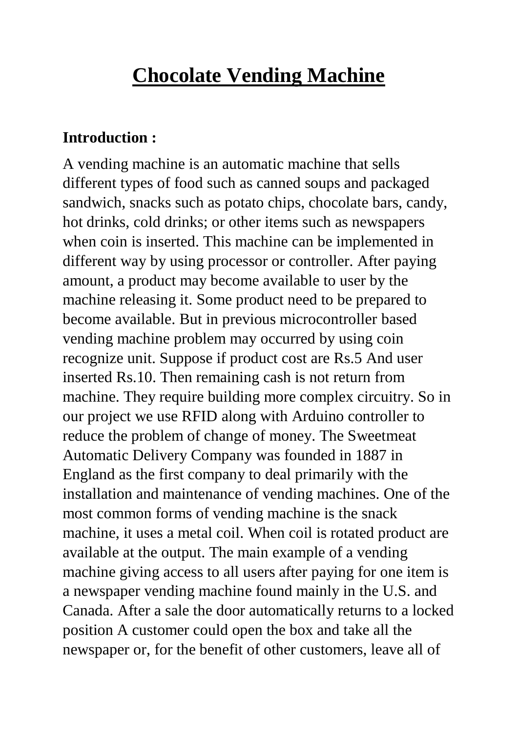# Chocolate Vending Machine

**Introduction :**

A vending machine is an automatic machine that sells different types of food such as canned soups and packaged sandwich, snacks such as potato chips, chocolate bars, candy, hot drinks, cold drinks; or other items such as newspapers when coin is inserted. This machine can be implemented in different way by using processor or controller. After paying amount, a product may become available to user by the machine releasing it. Some product need to be prepared to become available. But in previous microcontroller based vending machine problem may occurred by using coin recognize unit. Suppose if product cost are Rs.5 And user inserted Rs.10. Then remaining cash is not return from machine. They require building more complex circuitry. So in our project we use RFID along with Arduino controller to reduce the problem of change of money. The Sweetmeat Automatic Delivery Company was founded in 1887 in England as the first company to deal primarily with the installation and maintenance of vending machines. One of the most common forms of vending machine is the snack machine, it uses a metal coil. When coil is rotated product are available at the output. The main example of a vending machine giving access to all users after paying for one item is a newspaper vending machine found mainly in the U.S. and Canada. After a sale the door automatically returns to a locked position A customer could open the box and take all the newspaper or, for the benefit of other customers, leave all of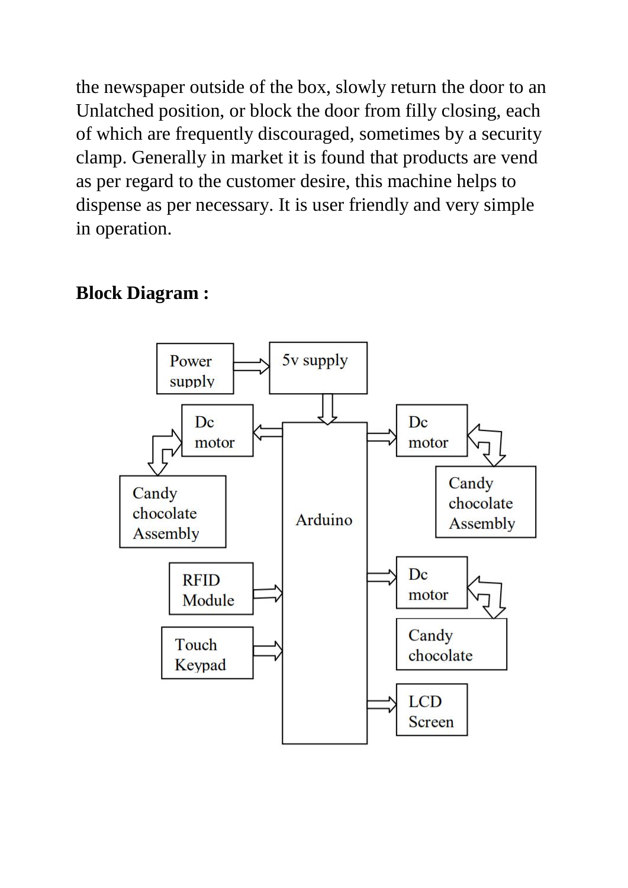the newspaper outside of the box, slowly return the door to an Unlatched position, or block the door from filly closing, each of which are frequently discouraged, sometimes by a security clamp. Generally in market it is found that products are vend as per regard to the customer desire, this machine helps to dispense as per necessary. It is user friendly and very simple in operation.

**Block Diagram :**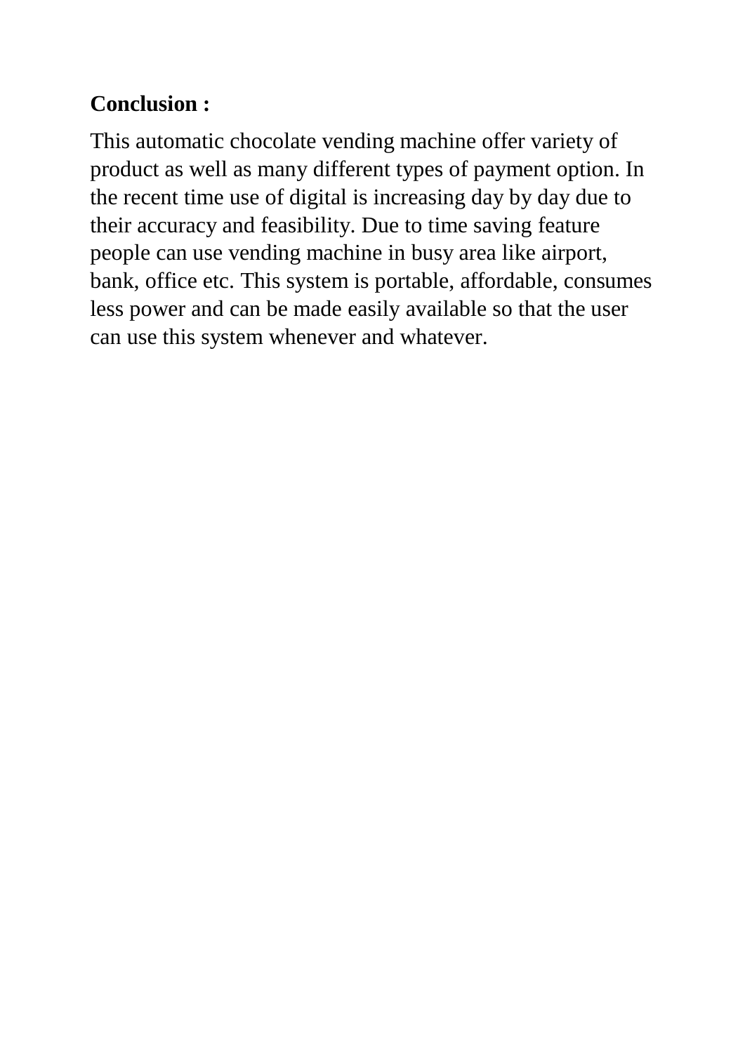**Conclusion :**

This automatic chocolate vending machine offer variety of product as well as many different types of payment option. In the recent time use of digital is increasing day by day due to their accuracy and feasibility. Due to time saving feature people can use vending machine in busy area like airport, bank, office etc. This system is portable, affordable, consumes less power and can be made easily available so that the user can use this system whenever and whatever.